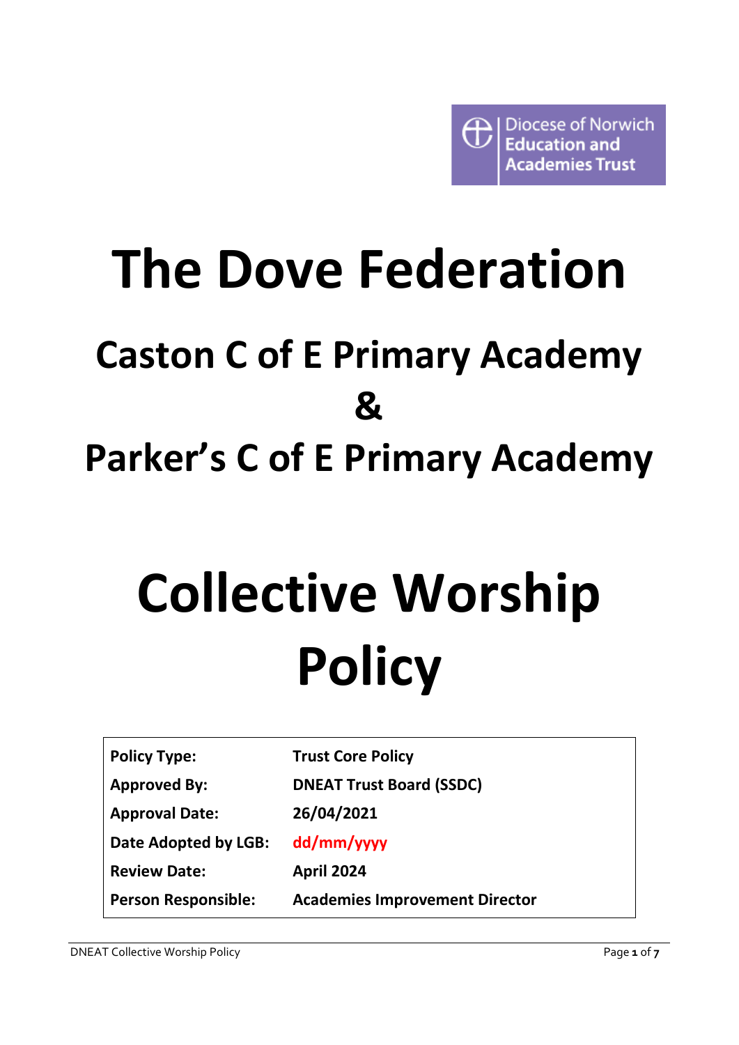Diocese of Norwich Education and Academies Trust

# The Dove Federation

## Caston C of E Primary Academy & Parker's C of E Primary Academy

# Collective Worship Policy

| | |
|---|---|
| **Policy Type:** | **Trust Core Policy** |
| **Approved By:** | **DNEAT Trust Board (SSDC)** |
| **Approval Date:** | **26/04/2021** |
| **Date Adopted by LGB:** | **dd/mm/yyyy** |
| **Review Date:** | **April 2024** |
| **Person Responsible:** | **Academies Improvement Director** |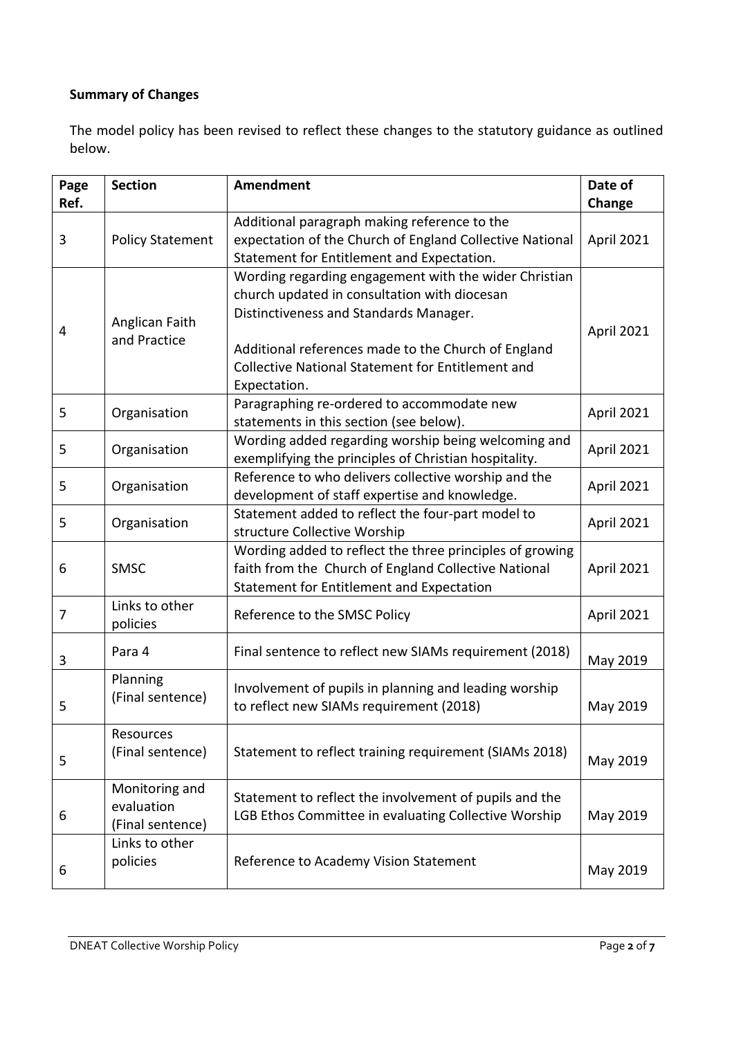**Summary of Changes**

The model policy has been revised to reflect these changes to the statutory guidance as outlined below.

| Page Ref. | Section | Amendment | Date of Change |
|---|---|---|---|
| 3 | Policy Statement | Additional paragraph making reference to the expectation of the Church of England Collective National Statement for Entitlement and Expectation. | April 2021 |
| 4 | Anglican Faith and Practice | Wording regarding engagement with the wider Christian church updated in consultation with diocesan Distinctiveness and Standards Manager.<br><br>Additional references made to the Church of England Collective National Statement for Entitlement and Expectation. | April 2021 |
| 5 | Organisation | Paragraphing re-ordered to accommodate new statements in this section (see below). | April 2021 |
| 5 | Organisation | Wording added regarding worship being welcoming and exemplifying the principles of Christian hospitality. | April 2021 |
| 5 | Organisation | Reference to who delivers collective worship and the development of staff expertise and knowledge. | April 2021 |
| 5 | Organisation | Statement added to reflect the four-part model to structure Collective Worship | April 2021 |
| 6 | SMSC | Wording added to reflect the three principles of growing faith from the Church of England Collective National Statement for Entitlement and Expectation | April 2021 |
| 7 | Links to other policies | Reference to the SMSC Policy | April 2021 |
| 3 | Para 4 | Final sentence to reflect new SIAMs requirement (2018) | May 2019 |
| 5 | Planning (Final sentence) | Involvement of pupils in planning and leading worship to reflect new SIAMs requirement (2018) | May 2019 |
| 5 | Resources (Final sentence) | Statement to reflect training requirement (SIAMs 2018) | May 2019 |
| 6 | Monitoring and evaluation (Final sentence) | Statement to reflect the involvement of pupils and the LGB Ethos Committee in evaluating Collective Worship | May 2019 |
| 6 | Links to other policies | Reference to Academy Vision Statement | May 2019 |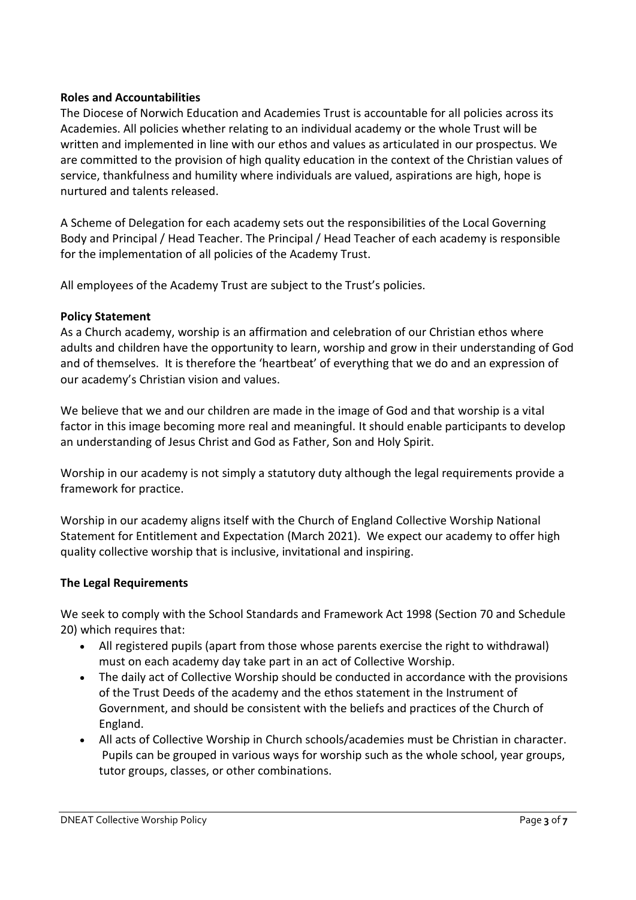**Roles and Accountabilities**

The Diocese of Norwich Education and Academies Trust is accountable for all policies across its Academies. All policies whether relating to an individual academy or the whole Trust will be written and implemented in line with our ethos and values as articulated in our prospectus. We are committed to the provision of high quality education in the context of the Christian values of service, thankfulness and humility where individuals are valued, aspirations are high, hope is nurtured and talents released.

A Scheme of Delegation for each academy sets out the responsibilities of the Local Governing Body and Principal / Head Teacher. The Principal / Head Teacher of each academy is responsible for the implementation of all policies of the Academy Trust.

All employees of the Academy Trust are subject to the Trust's policies.

**Policy Statement**

As a Church academy, worship is an affirmation and celebration of our Christian ethos where adults and children have the opportunity to learn, worship and grow in their understanding of God and of themselves. It is therefore the 'heartbeat' of everything that we do and an expression of our academy's Christian vision and values.

We believe that we and our children are made in the image of God and that worship is a vital factor in this image becoming more real and meaningful. It should enable participants to develop an understanding of Jesus Christ and God as Father, Son and Holy Spirit.

Worship in our academy is not simply a statutory duty although the legal requirements provide a framework for practice.

Worship in our academy aligns itself with the Church of England Collective Worship National Statement for Entitlement and Expectation (March 2021). We expect our academy to offer high quality collective worship that is inclusive, invitational and inspiring.

**The Legal Requirements**

We seek to comply with the School Standards and Framework Act 1998 (Section 70 and Schedule 20) which requires that:

- All registered pupils (apart from those whose parents exercise the right to withdrawal) must on each academy day take part in an act of Collective Worship.
- The daily act of Collective Worship should be conducted in accordance with the provisions of the Trust Deeds of the academy and the ethos statement in the Instrument of Government, and should be consistent with the beliefs and practices of the Church of England.
- All acts of Collective Worship in Church schools/academies must be Christian in character. Pupils can be grouped in various ways for worship such as the whole school, year groups, tutor groups, classes, or other combinations.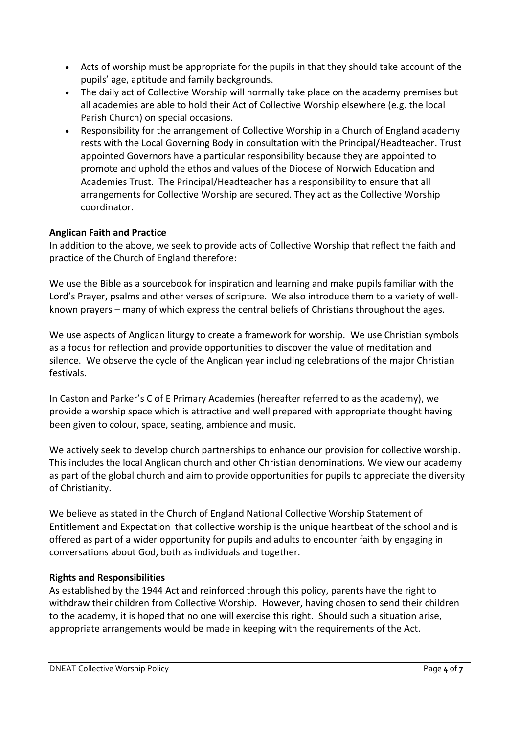- Acts of worship must be appropriate for the pupils in that they should take account of the pupils' age, aptitude and family backgrounds.
- The daily act of Collective Worship will normally take place on the academy premises but all academies are able to hold their Act of Collective Worship elsewhere (e.g. the local Parish Church) on special occasions.
- Responsibility for the arrangement of Collective Worship in a Church of England academy rests with the Local Governing Body in consultation with the Principal/Headteacher. Trust appointed Governors have a particular responsibility because they are appointed to promote and uphold the ethos and values of the Diocese of Norwich Education and Academies Trust. The Principal/Headteacher has a responsibility to ensure that all arrangements for Collective Worship are secured. They act as the Collective Worship coordinator.

**Anglican Faith and Practice**

In addition to the above, we seek to provide acts of Collective Worship that reflect the faith and practice of the Church of England therefore:

We use the Bible as a sourcebook for inspiration and learning and make pupils familiar with the Lord's Prayer, psalms and other verses of scripture. We also introduce them to a variety of well-known prayers – many of which express the central beliefs of Christians throughout the ages.

We use aspects of Anglican liturgy to create a framework for worship. We use Christian symbols as a focus for reflection and provide opportunities to discover the value of meditation and silence. We observe the cycle of the Anglican year including celebrations of the major Christian festivals.

In Caston and Parker's C of E Primary Academies (hereafter referred to as the academy), we provide a worship space which is attractive and well prepared with appropriate thought having been given to colour, space, seating, ambience and music.

We actively seek to develop church partnerships to enhance our provision for collective worship. This includes the local Anglican church and other Christian denominations. We view our academy as part of the global church and aim to provide opportunities for pupils to appreciate the diversity of Christianity.

We believe as stated in the Church of England National Collective Worship Statement of Entitlement and Expectation that collective worship is the unique heartbeat of the school and is offered as part of a wider opportunity for pupils and adults to encounter faith by engaging in conversations about God, both as individuals and together.

**Rights and Responsibilities**

As established by the 1944 Act and reinforced through this policy, parents have the right to withdraw their children from Collective Worship. However, having chosen to send their children to the academy, it is hoped that no one will exercise this right. Should such a situation arise, appropriate arrangements would be made in keeping with the requirements of the Act.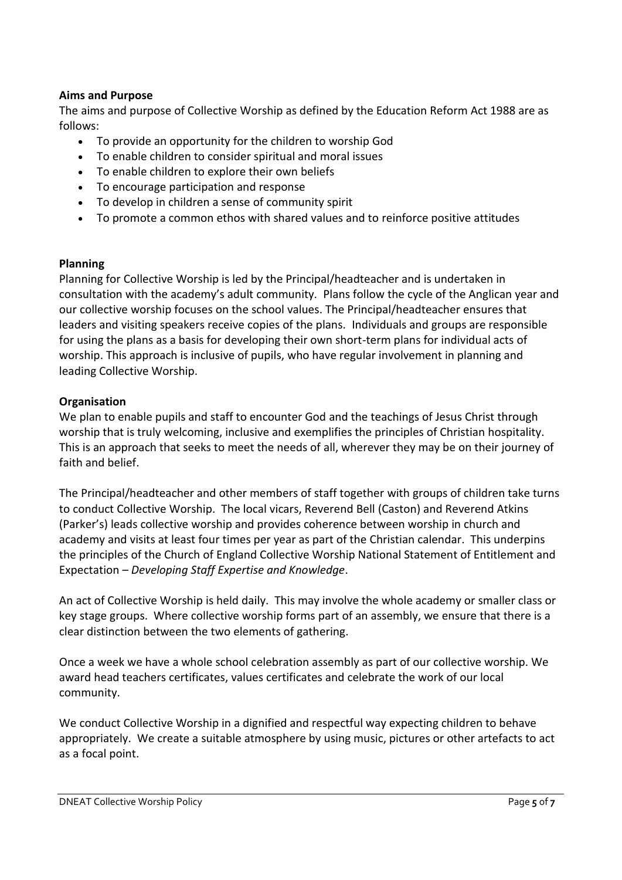**Aims and Purpose**

The aims and purpose of Collective Worship as defined by the Education Reform Act 1988 are as follows:

- To provide an opportunity for the children to worship God
- To enable children to consider spiritual and moral issues
- To enable children to explore their own beliefs
- To encourage participation and response
- To develop in children a sense of community spirit
- To promote a common ethos with shared values and to reinforce positive attitudes

**Planning**

Planning for Collective Worship is led by the Principal/headteacher and is undertaken in consultation with the academy's adult community. Plans follow the cycle of the Anglican year and our collective worship focuses on the school values. The Principal/headteacher ensures that leaders and visiting speakers receive copies of the plans. Individuals and groups are responsible for using the plans as a basis for developing their own short-term plans for individual acts of worship. This approach is inclusive of pupils, who have regular involvement in planning and leading Collective Worship.

**Organisation**

We plan to enable pupils and staff to encounter God and the teachings of Jesus Christ through worship that is truly welcoming, inclusive and exemplifies the principles of Christian hospitality. This is an approach that seeks to meet the needs of all, wherever they may be on their journey of faith and belief.

The Principal/headteacher and other members of staff together with groups of children take turns to conduct Collective Worship. The local vicars, Reverend Bell (Caston) and Reverend Atkins (Parker's) leads collective worship and provides coherence between worship in church and academy and visits at least four times per year as part of the Christian calendar. This underpins the principles of the Church of England Collective Worship National Statement of Entitlement and Expectation – *Developing Staff Expertise and Knowledge*.

An act of Collective Worship is held daily. This may involve the whole academy or smaller class or key stage groups. Where collective worship forms part of an assembly, we ensure that there is a clear distinction between the two elements of gathering.

Once a week we have a whole school celebration assembly as part of our collective worship. We award head teachers certificates, values certificates and celebrate the work of our local community.

We conduct Collective Worship in a dignified and respectful way expecting children to behave appropriately. We create a suitable atmosphere by using music, pictures or other artefacts to act as a focal point.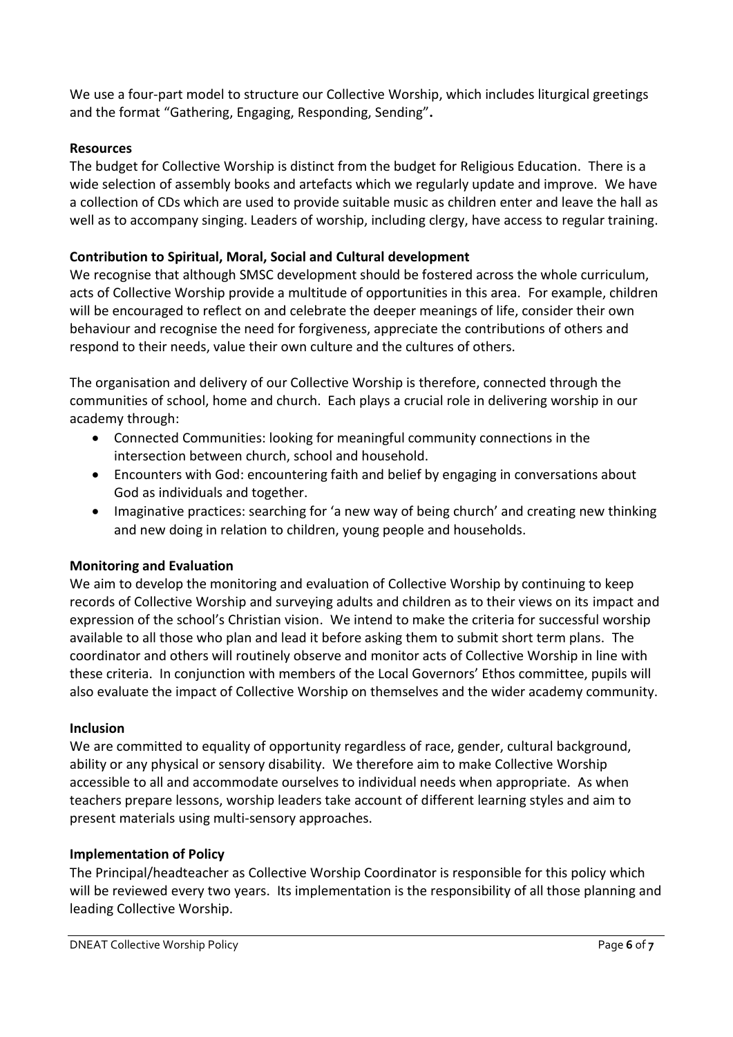We use a four-part model to structure our Collective Worship, which includes liturgical greetings and the format "Gathering, Engaging, Responding, Sending"**.**

**Resources**

The budget for Collective Worship is distinct from the budget for Religious Education. There is a wide selection of assembly books and artefacts which we regularly update and improve. We have a collection of CDs which are used to provide suitable music as children enter and leave the hall as well as to accompany singing. Leaders of worship, including clergy, have access to regular training.

**Contribution to Spiritual, Moral, Social and Cultural development**

We recognise that although SMSC development should be fostered across the whole curriculum, acts of Collective Worship provide a multitude of opportunities in this area. For example, children will be encouraged to reflect on and celebrate the deeper meanings of life, consider their own behaviour and recognise the need for forgiveness, appreciate the contributions of others and respond to their needs, value their own culture and the cultures of others.

The organisation and delivery of our Collective Worship is therefore, connected through the communities of school, home and church. Each plays a crucial role in delivering worship in our academy through:

- Connected Communities: looking for meaningful community connections in the intersection between church, school and household.
- Encounters with God: encountering faith and belief by engaging in conversations about God as individuals and together.
- Imaginative practices: searching for 'a new way of being church' and creating new thinking and new doing in relation to children, young people and households.

**Monitoring and Evaluation**

We aim to develop the monitoring and evaluation of Collective Worship by continuing to keep records of Collective Worship and surveying adults and children as to their views on its impact and expression of the school's Christian vision. We intend to make the criteria for successful worship available to all those who plan and lead it before asking them to submit short term plans. The coordinator and others will routinely observe and monitor acts of Collective Worship in line with these criteria. In conjunction with members of the Local Governors' Ethos committee, pupils will also evaluate the impact of Collective Worship on themselves and the wider academy community.

**Inclusion**

We are committed to equality of opportunity regardless of race, gender, cultural background, ability or any physical or sensory disability. We therefore aim to make Collective Worship accessible to all and accommodate ourselves to individual needs when appropriate. As when teachers prepare lessons, worship leaders take account of different learning styles and aim to present materials using multi-sensory approaches.

**Implementation of Policy**

The Principal/headteacher as Collective Worship Coordinator is responsible for this policy which will be reviewed every two years. Its implementation is the responsibility of all those planning and leading Collective Worship.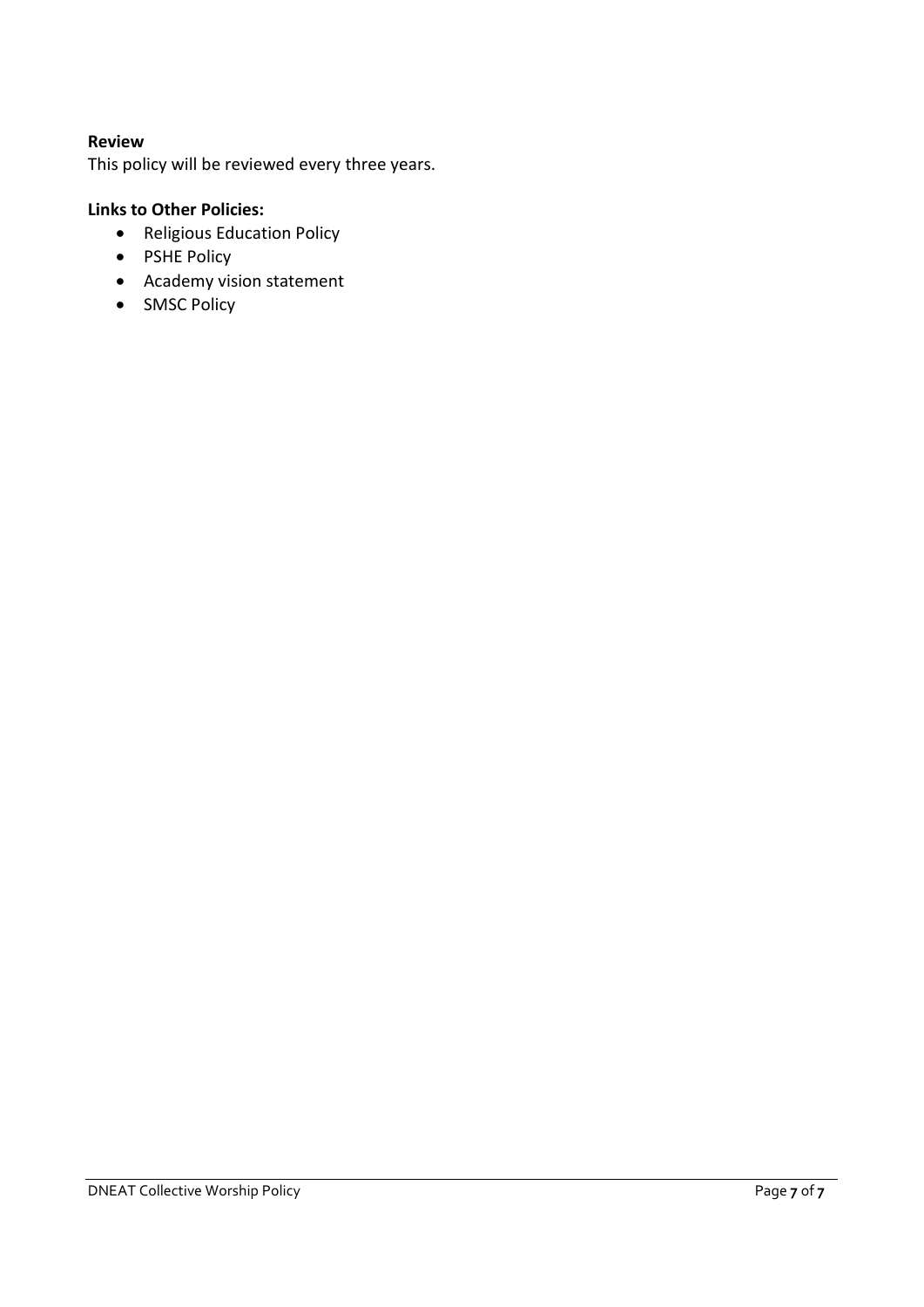**Review**

This policy will be reviewed every three years.

**Links to Other Policies:**

- Religious Education Policy
- PSHE Policy
- Academy vision statement
- SMSC Policy